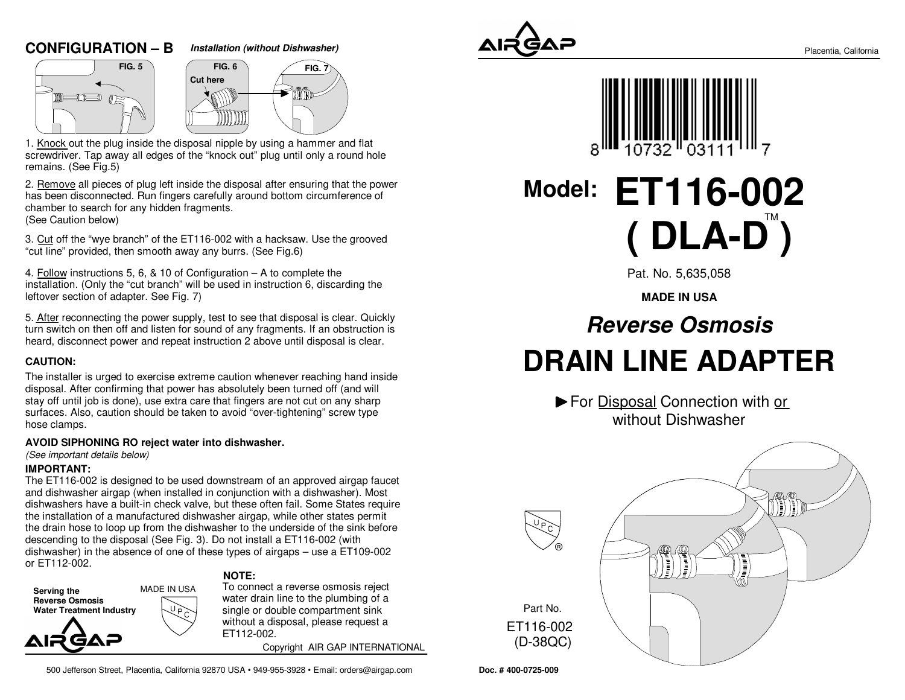## CONFIGURATION – B *Installation (without Dishwasher)*

FIG. 5 FIG. 6 FIG. 7

Cut here

1. Knock out the plug inside the disposal nipple by using a hammer and flat screwdriver. Tap away all edges of the "knock out" plug until only a round hole remains. (See Fig.5)

2. Remove all pieces of plug left inside the disposal after ensuring that the power has been disconnected. Run fingers carefully around bottom circumference of chamber to search for any hidden fragments.
(See Caution below)

3. Cut off the "wye branch" of the ET116-002 with a hacksaw. Use the grooved "cut line" provided, then smooth away any burrs. (See Fig.6)

4. Follow instructions 5, 6, & 10 of Configuration – A to complete the installation. (Only the "cut branch" will be used in instruction 6, discarding the leftover section of adapter. See Fig. 7)

5. After reconnecting the power supply, test to see that disposal is clear. Quickly turn switch on then off and listen for sound of any fragments. If an obstruction is heard, disconnect power and repeat instruction 2 above until disposal is clear.

**CAUTION:**

The installer is urged to exercise extreme caution whenever reaching hand inside disposal. After confirming that power has absolutely been turned off (and will stay off until job is done), use extra care that fingers are not cut on any sharp surfaces. Also, caution should be taken to avoid "over-tightening" screw type hose clamps.

**AVOID SIPHONING RO reject water into dishwasher.**
*(See important details below)*

**IMPORTANT:**
The ET116-002 is designed to be used downstream of an approved airgap faucet and dishwasher airgap (when installed in conjunction with a dishwasher). Most dishwashers have a built-in check valve, but these often fail. Some States require the installation of a manufactured dishwasher airgap, while other states permit the drain hose to loop up from the dishwasher to the underside of the sink before descending to the disposal (See Fig. 3). Do not install a ET116-002 (with dishwasher) in the absence of one of these types of airgaps – use a ET109-002 or ET112-002.

**Serving the Reverse Osmosis Water Treatment Industry**

AIRGAP

MADE IN USA

UPC

**NOTE:**
To connect a reverse osmosis reject water drain line to the plumbing of a single or double compartment sink without a disposal, please request a ET112-002.

Copyright AIR GAP INTERNATIONAL

500 Jefferson Street, Placentia, California 92870 USA • 949-955-3928 • Email: orders@airgap.com

AIRGAP

Placentia, California

8 10732 03111 7

# Model: ET116-002 ( DLA-D™ )

Pat. No. 5,635,058

**MADE IN USA**

## *Reverse Osmosis*

# DRAIN LINE ADAPTER

► For Disposal Connection with or without Dishwasher

UPC ®

Part No.
ET116-002
(D-38QC)

**Doc. # 400-0725-009**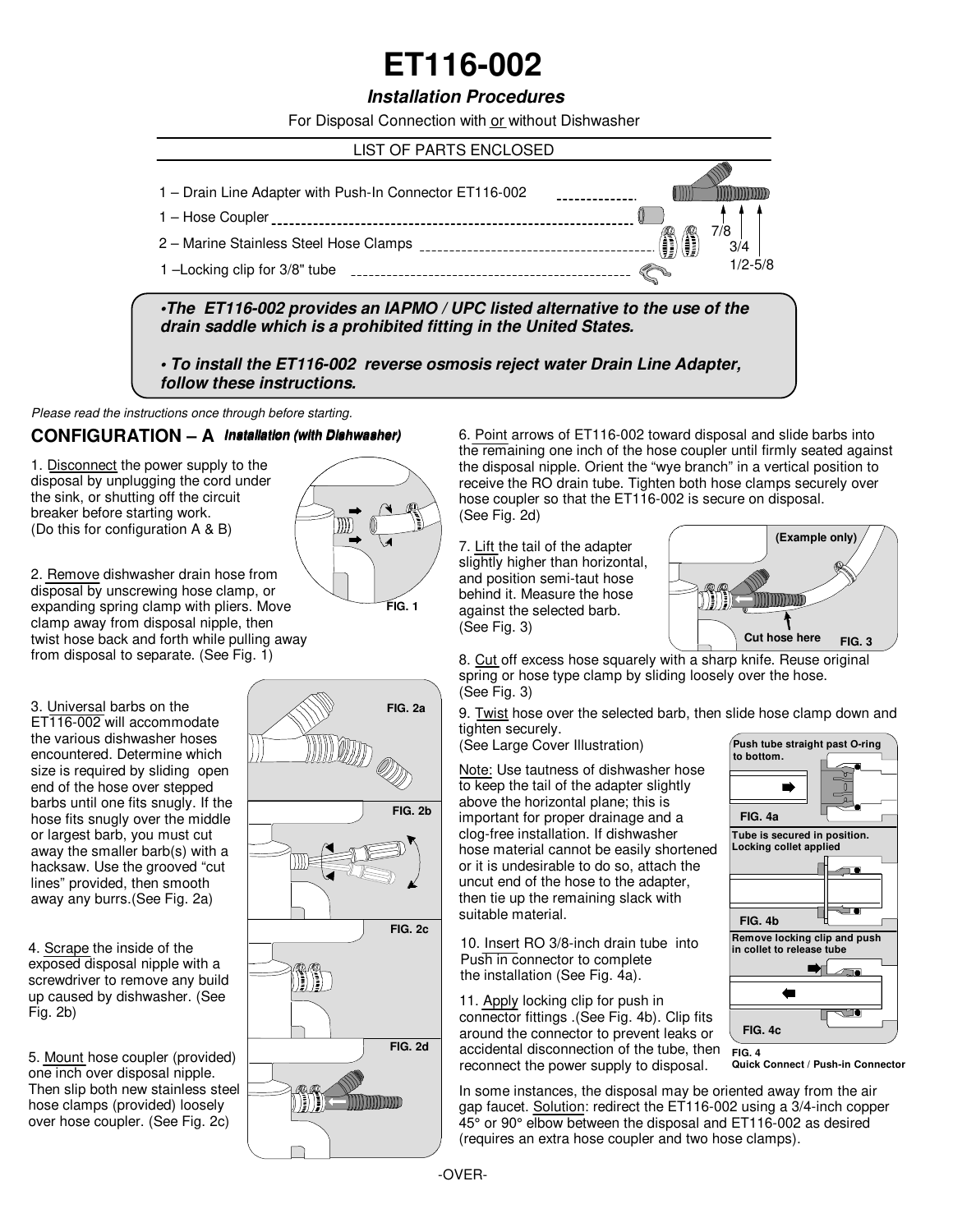# ET116-002

## *Installation Procedures*

For Disposal Connection with or without Dishwasher

LIST OF PARTS ENCLOSED

1 – Drain Line Adapter with Push-In Connector ET116-002

1 – Hose Coupler

2 – Marine Stainless Steel Hose Clamps

1 –Locking clip for 3/8" tube

7/8
3/4
1/2-5/8

***•The ET116-002 provides an IAPMO / UPC listed alternative to the use of the drain saddle which is a prohibited fitting in the United States.***

***• To install the ET116-002 reverse osmosis reject water Drain Line Adapter, follow these instructions.***

*Please read the instructions once through before starting.*

## CONFIGURATION – A *Installation (with Dishwasher)*

1. Disconnect the power supply to the disposal by unplugging the cord under the sink, or shutting off the circuit breaker before starting work. (Do this for configuration A & B)

2. Remove dishwasher drain hose from disposal by unscrewing hose clamp, or expanding spring clamp with pliers. Move clamp away from disposal nipple, then twist hose back and forth while pulling away from disposal to separate. (See Fig. 1)

FIG. 1

3. Universal barbs on the ET116-002 will accommodate the various dishwasher hoses encountered. Determine which size is required by sliding open end of the hose over stepped barbs until one fits snugly. If the hose fits snugly over the middle or largest barb, you must cut away the smaller barb(s) with a hacksaw. Use the grooved "cut lines" provided, then smooth away any burrs.(See Fig. 2a)

4. Scrape the inside of the exposed disposal nipple with a screwdriver to remove any build up caused by dishwasher. (See Fig. 2b)

5. Mount hose coupler (provided) one inch over disposal nipple. Then slip both new stainless steel hose clamps (provided) loosely over hose coupler. (See Fig. 2c)

FIG. 2a

FIG. 2b

FIG. 2c

FIG. 2d

6. Point arrows of ET116-002 toward disposal and slide barbs into the remaining one inch of the hose coupler until firmly seated against the disposal nipple. Orient the "wye branch" in a vertical position to receive the RO drain tube. Tighten both hose clamps securely over hose coupler so that the ET116-002 is secure on disposal. (See Fig. 2d)

7. Lift the tail of the adapter slightly higher than horizontal, and position semi-taut hose behind it. Measure the hose against the selected barb. (See Fig. 3)

(Example only)

Cut hose here

FIG. 3

8. Cut off excess hose squarely with a sharp knife. Reuse original spring or hose type clamp by sliding loosely over the hose. (See Fig. 3)

9. Twist hose over the selected barb, then slide hose clamp down and tighten securely. (See Large Cover Illustration)

Note: Use tautness of dishwasher hose to keep the tail of the adapter slightly above the horizontal plane; this is important for proper drainage and a clog-free installation. If dishwasher hose material cannot be easily shortened or it is undesirable to do so, attach the uncut end of the hose to the adapter, then tie up the remaining slack with suitable material.

10. Insert RO 3/8-inch drain tube into Push in connector to complete the installation (See Fig. 4a).

11. Apply locking clip for push in connector fittings .(See Fig. 4b). Clip fits around the connector to prevent leaks or accidental disconnection of the tube, then reconnect the power supply to disposal.

Push tube straight past O-ring to bottom.

FIG. 4a

Tube is secured in position. Locking collet applied

FIG. 4b

Remove locking clip and push in collet to release tube

FIG. 4c

FIG. 4
Quick Connect / Push-in Connector

In some instances, the disposal may be oriented away from the air gap faucet. Solution: redirect the ET116-002 using a 3/4-inch copper 45° or 90° elbow between the disposal and ET116-002 as desired (requires an extra hose coupler and two hose clamps).

-OVER-